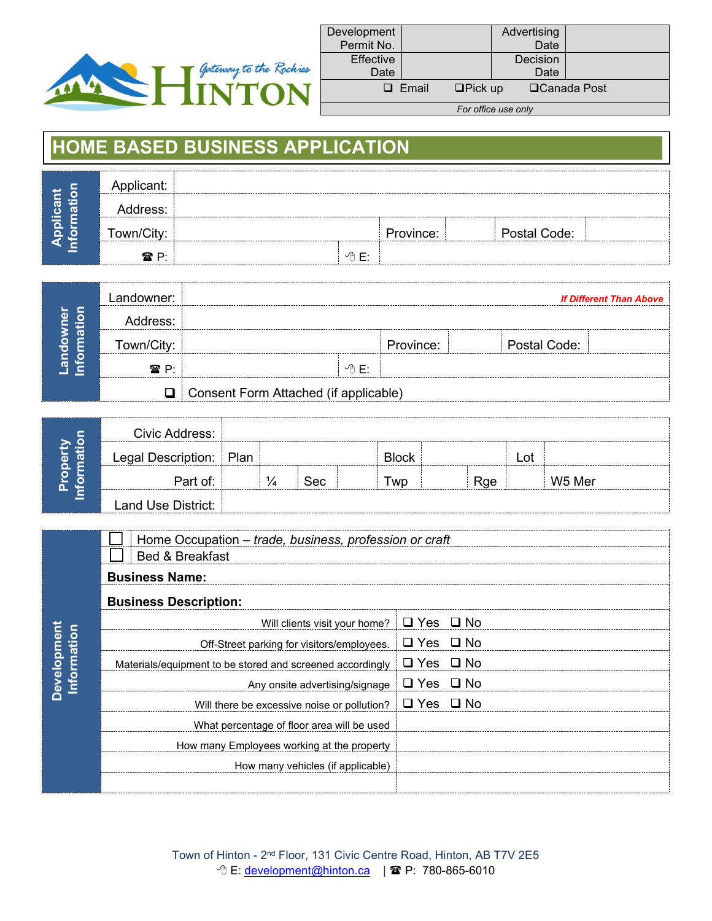| Development Permit No. | | Advertising Date | |
|---|---|---|---|
| Effective Date | | Decision Date | |
| ❑ Email | ❑Pick up | ❑Canada Post | |

*For office use only*

# HOME BASED BUSINESS APPLICATION

## Applicant Information

| | | | | | |
|---|---|---|---|---|---|
| Applicant: | | | | | |
| Address: | | | | | |
| Town/City: | | Province: | | Postal Code: | |
| ☎ P: | | ✉ E: | | | |

## Landowner Information

| | | | | | |
|---|---|---|---|---|---|
| Landowner: | ***If Different Than Above*** | | | | |
| Address: | | | | | |
| Town/City: | | Province: | | Postal Code: | |
| ☎ P: | | ✉ E: | | | |
| ❑ | Consent Form Attached (if applicable) | | | | |

## Property Information

| | | | | | | | | |
|---|---|---|---|---|---|---|---|---|
| Civic Address: | | | | | | | | |
| Legal Description: | Plan | | | Block | | | Lot | |
| Part of: | | ¼ | Sec | | Twp | | Rge | W5 Mer |
| Land Use District: | | | | | | | | |

## Development Information

☐ Home Occupation – *trade, business, profession or craft*

☐ Bed & Breakfast

**Business Name:**

**Business Description:**

| | |
|---|---|
| Will clients visit your home? | ❑ Yes ❑ No |
| Off-Street parking for visitors/employees. | ❑ Yes ❑ No |
| Materials/equipment to be stored and screened accordingly | ❑ Yes ❑ No |
| Any onsite advertising/signage | ❑ Yes ❑ No |
| Will there be excessive noise or pollution? | ❑ Yes ❑ No |
| What percentage of floor area will be used | |
| How many Employees working at the property | |
| How many vehicles (if applicable) | |
| | |

Town of Hinton - 2nd Floor, 131 Civic Centre Road, Hinton, AB T7V 2E5
✉ E: development@hinton.ca | ☎ P: 780-865-6010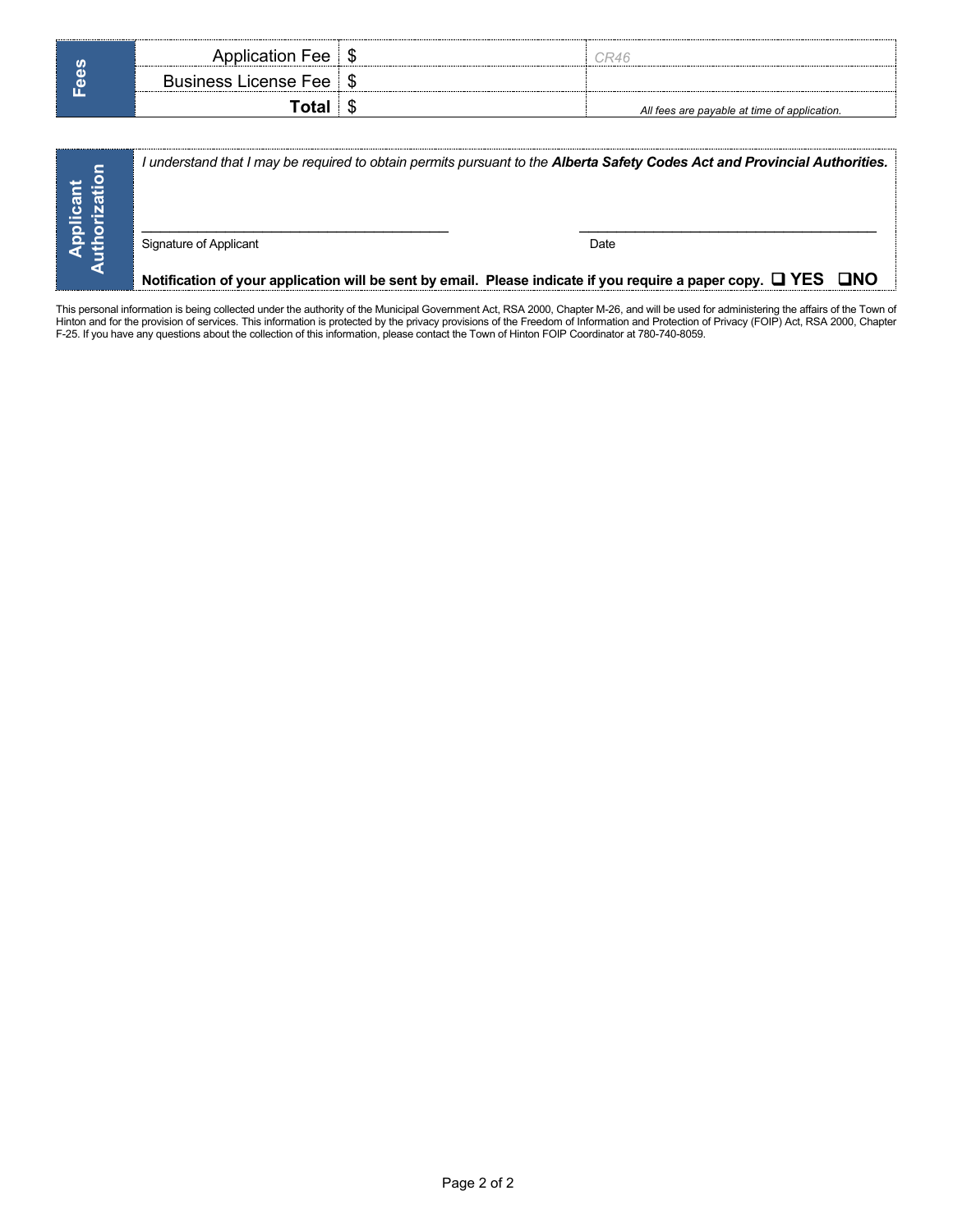| Fees | | | |
|---|---|---|---|
| | Application Fee | $ | *CR46* |
| | Business License Fee | $ | |
| | **Total** | $ | *All fees are payable at time of application.* |

| Applicant Authorization | |
|---|---|
| | *I understand that I may be required to obtain permits pursuant to the* ***Alberta Safety Codes Act and Provincial Authorities.*** |
| | \_\_\_\_\_\_\_\_\_\_\_\_\_\_\_\_\_\_\_\_\_\_\_\_\_\_\_\_\_\_\_\_ Signature of Applicant &nbsp;&nbsp;&nbsp;&nbsp; \_\_\_\_\_\_\_\_\_\_\_\_\_\_\_\_\_\_\_\_\_\_\_\_\_\_\_\_\_\_\_\_ Date |
| | **Notification of your application will be sent by email. Please indicate if you require a paper copy. ❑ YES ❑NO** |

This personal information is being collected under the authority of the Municipal Government Act, RSA 2000, Chapter M-26, and will be used for administering the affairs of the Town of Hinton and for the provision of services. This information is protected by the privacy provisions of the Freedom of Information and Protection of Privacy (FOIP) Act, RSA 2000, Chapter F-25. If you have any questions about the collection of this information, please contact the Town of Hinton FOIP Coordinator at 780-740-8059.